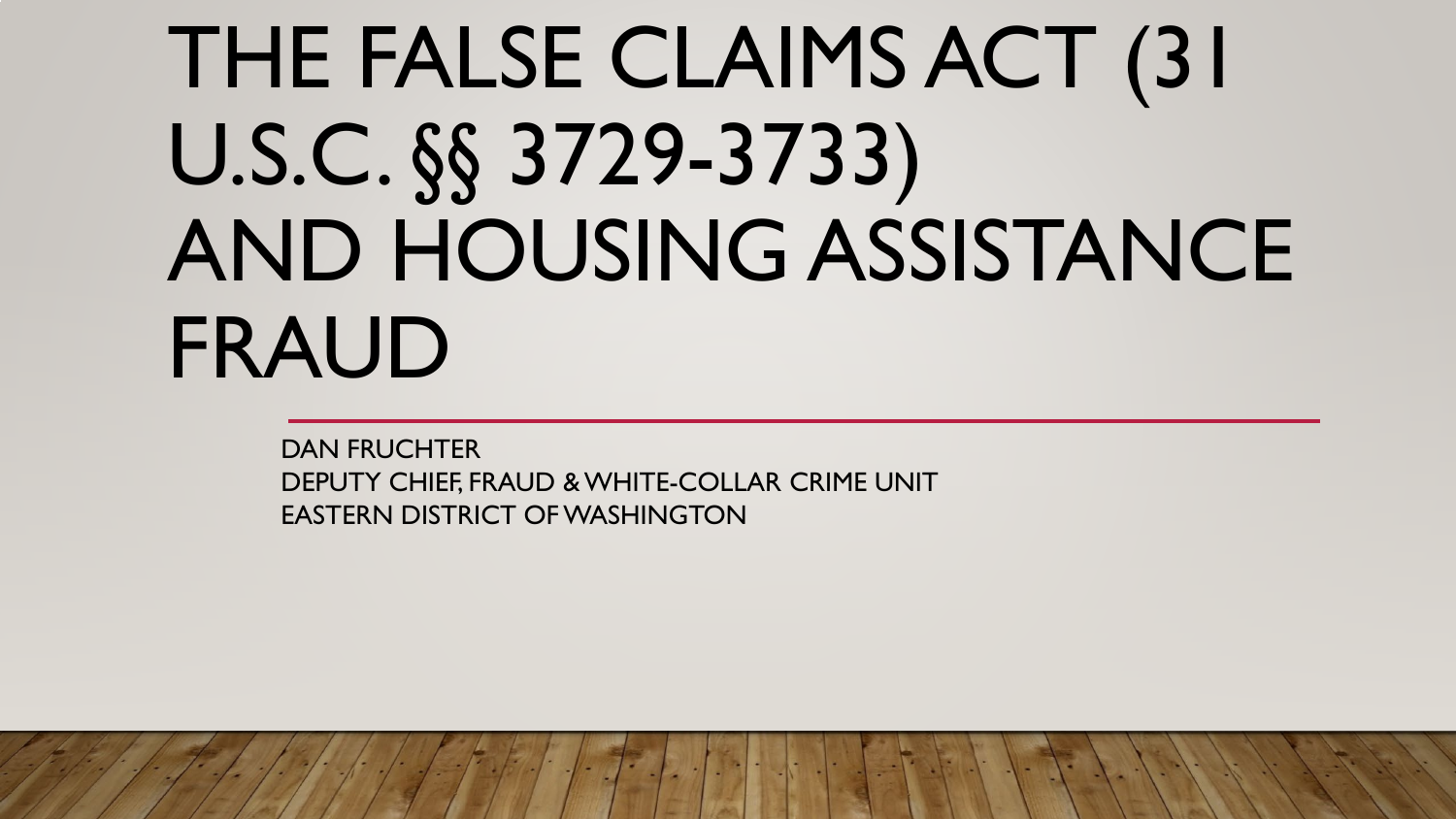# THE FALSE CLAIMS ACT (31 U.S.C. §§ 3729-3733) AND HOUSING ASSISTANCE FRAUD

DAN FRUCHTER
DEPUTY CHIEF, FRAUD & WHITE-COLLAR CRIME UNIT
EASTERN DISTRICT OF WASHINGTON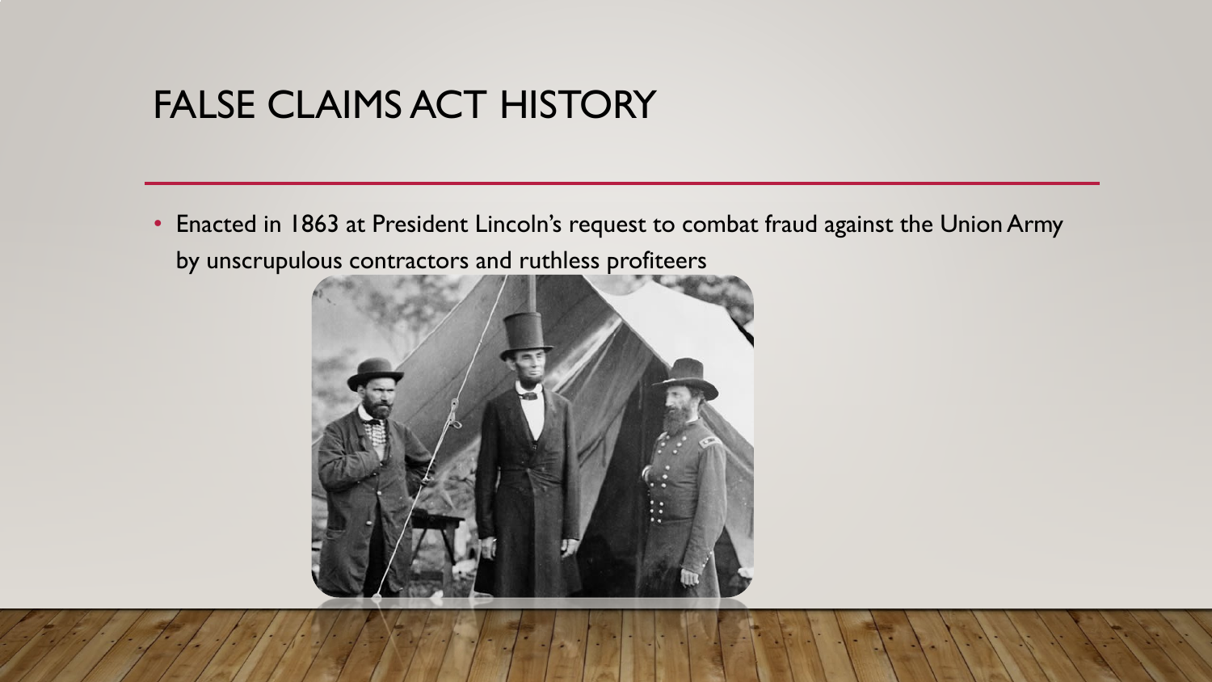# FALSE CLAIMS ACT HISTORY

- Enacted in 1863 at President Lincoln's request to combat fraud against the Union Army by unscrupulous contractors and ruthless profiteers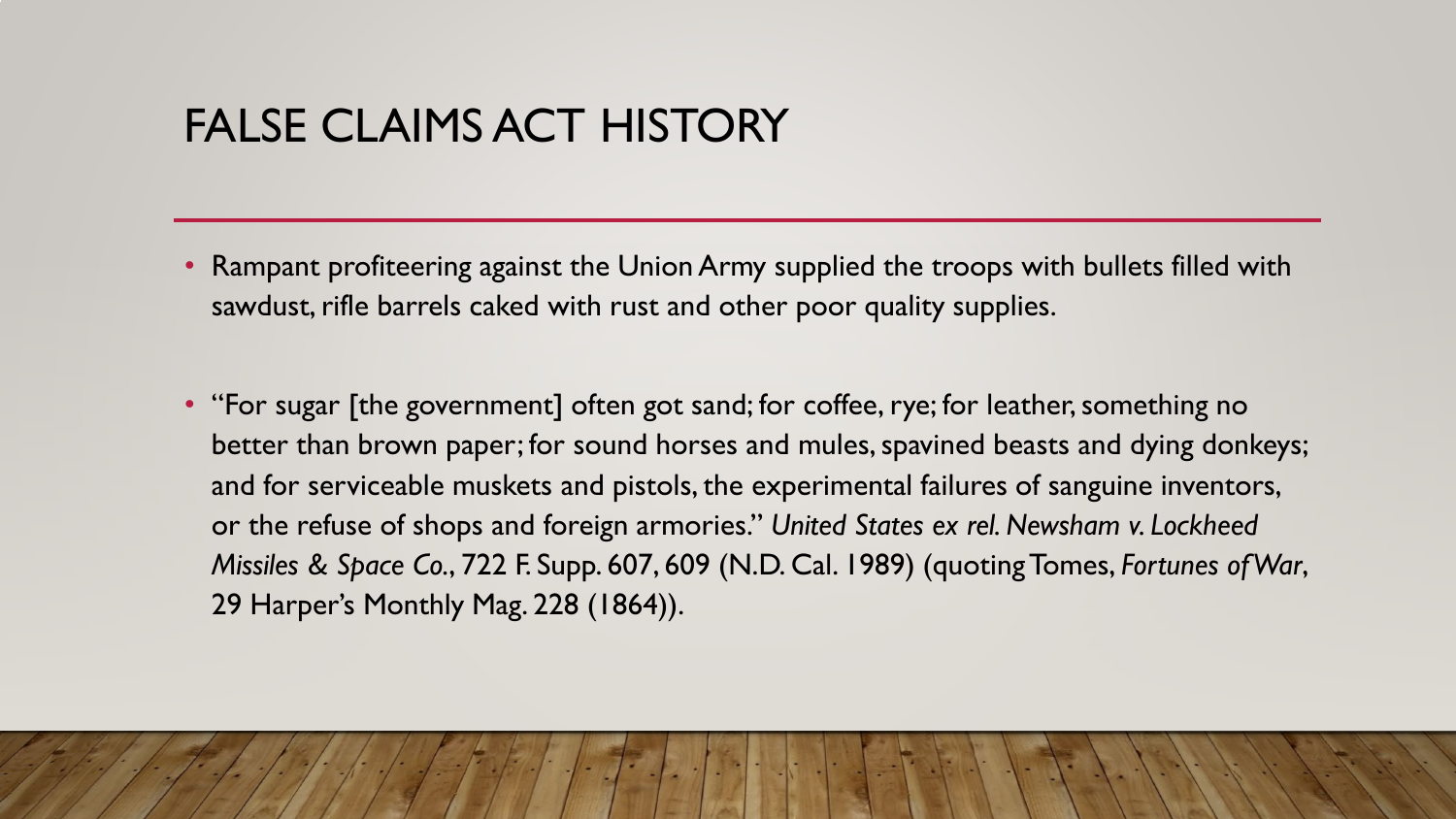# FALSE CLAIMS ACT HISTORY

- Rampant profiteering against the Union Army supplied the troops with bullets filled with sawdust, rifle barrels caked with rust and other poor quality supplies.

- "For sugar [the government] often got sand; for coffee, rye; for leather, something no better than brown paper; for sound horses and mules, spavined beasts and dying donkeys; and for serviceable muskets and pistols, the experimental failures of sanguine inventors, or the refuse of shops and foreign armories." *United States ex rel. Newsham v. Lockheed Missiles & Space Co.*, 722 F. Supp. 607, 609 (N.D. Cal. 1989) (quoting Tomes, *Fortunes of War*, 29 Harper's Monthly Mag. 228 (1864)).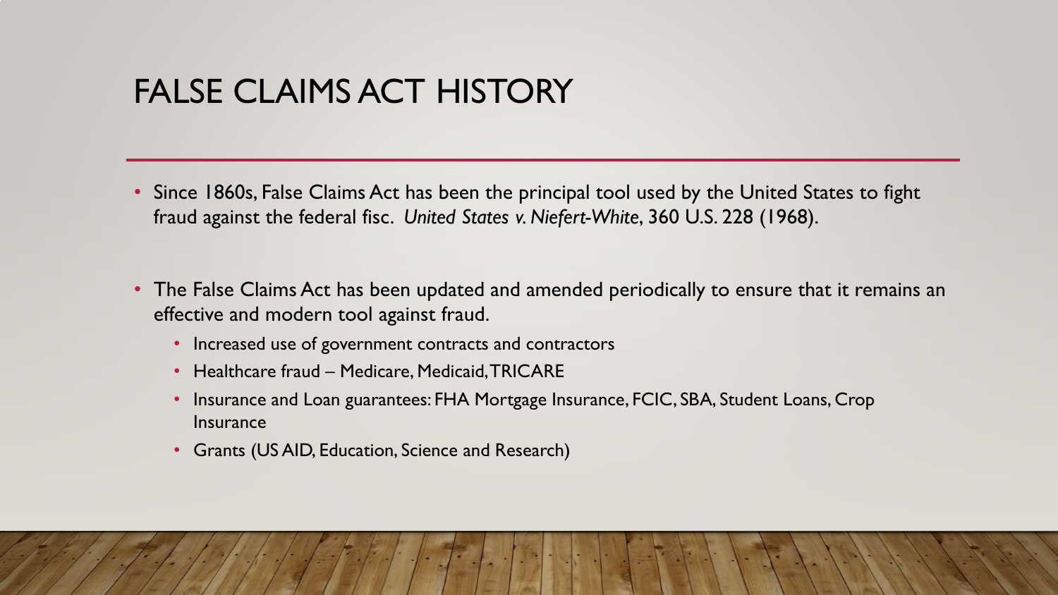# FALSE CLAIMS ACT HISTORY

- Since 1860s, False Claims Act has been the principal tool used by the United States to fight fraud against the federal fisc. *United States v. Niefert-White*, 360 U.S. 228 (1968).

- The False Claims Act has been updated and amended periodically to ensure that it remains an effective and modern tool against fraud.
  - Increased use of government contracts and contractors
  - Healthcare fraud – Medicare, Medicaid, TRICARE
  - Insurance and Loan guarantees: FHA Mortgage Insurance, FCIC, SBA, Student Loans, Crop Insurance
  - Grants (US AID, Education, Science and Research)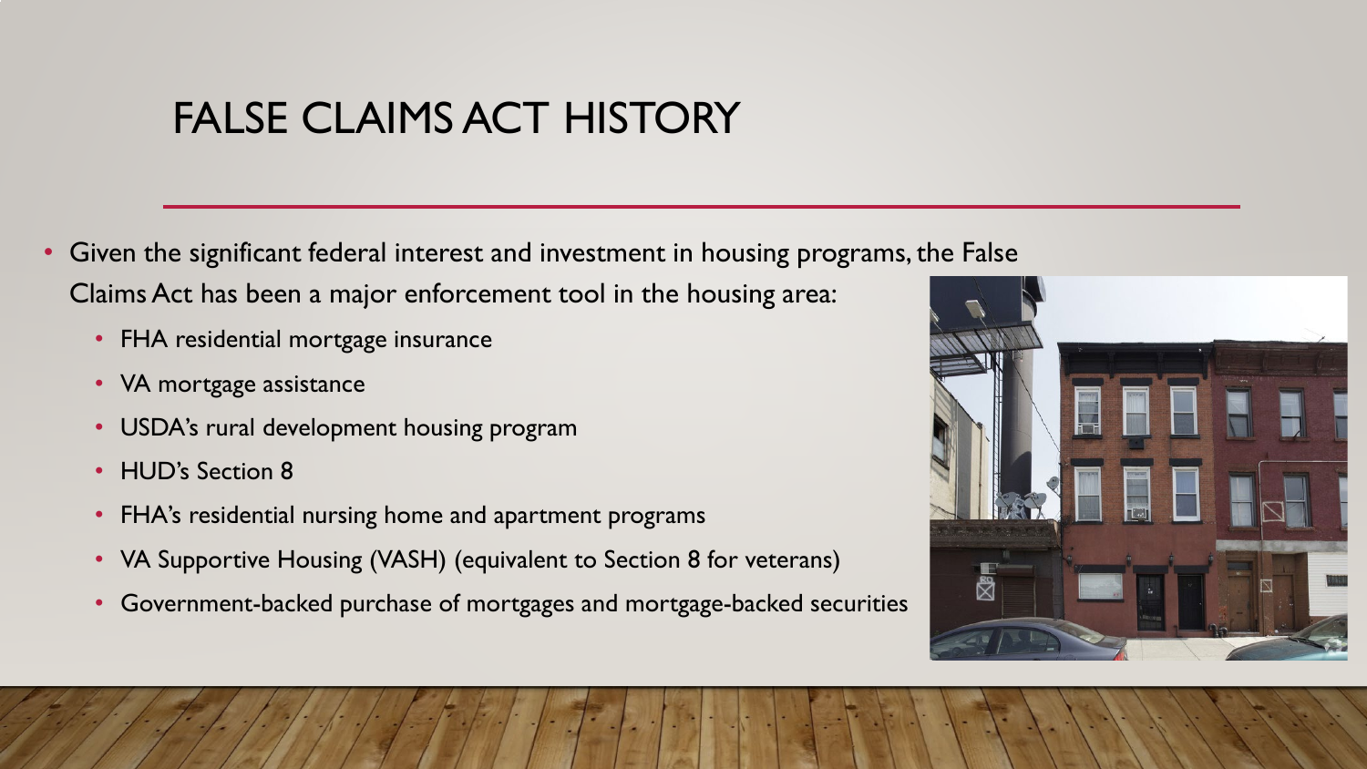# FALSE CLAIMS ACT HISTORY

- Given the significant federal interest and investment in housing programs, the False Claims Act has been a major enforcement tool in the housing area:
  - FHA residential mortgage insurance
  - VA mortgage assistance
  - USDA's rural development housing program
  - HUD's Section 8
  - FHA's residential nursing home and apartment programs
  - VA Supportive Housing (VASH) (equivalent to Section 8 for veterans)
  - Government-backed purchase of mortgages and mortgage-backed securities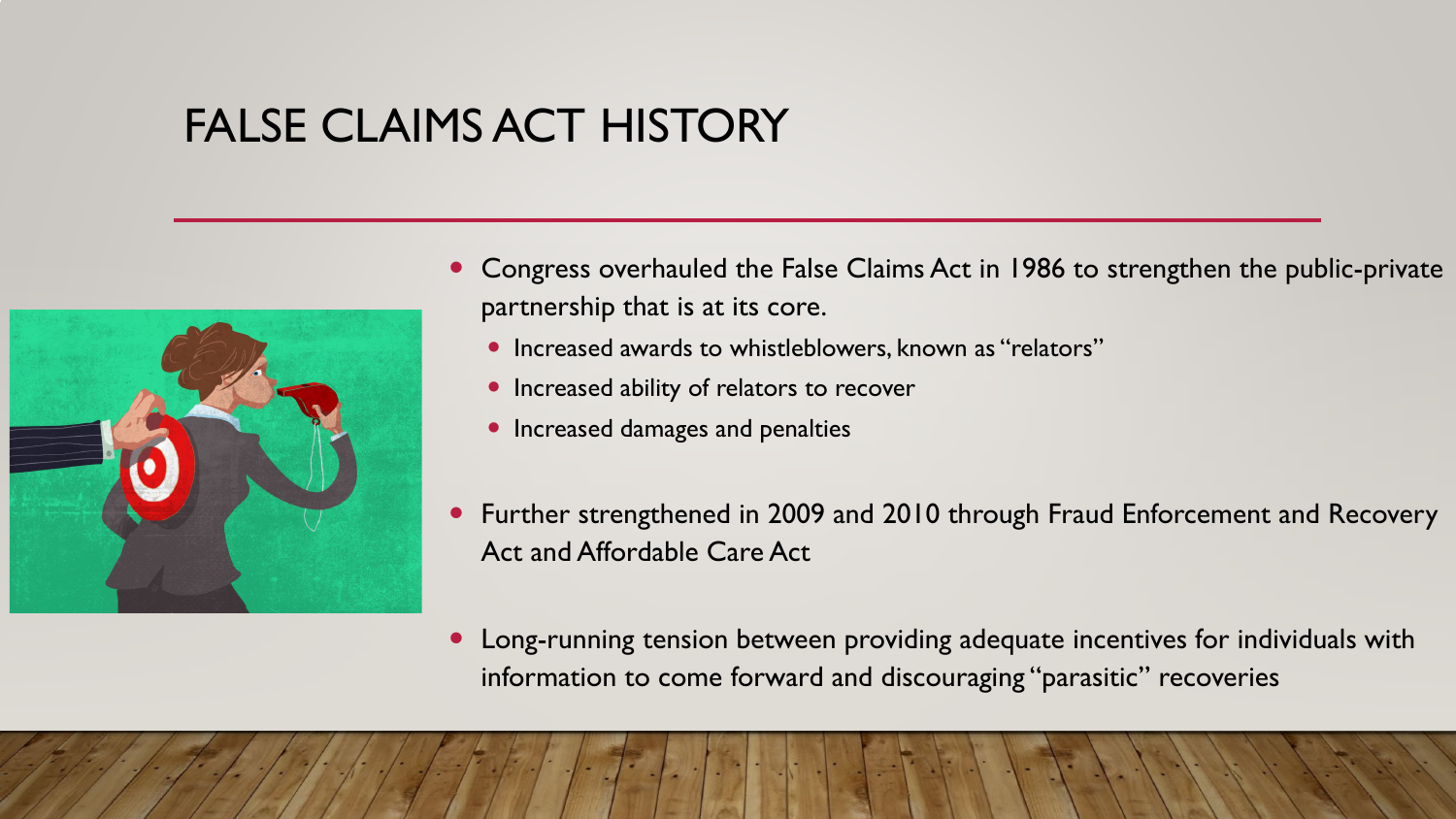# FALSE CLAIMS ACT HISTORY

- Congress overhauled the False Claims Act in 1986 to strengthen the public-private partnership that is at its core.
  - Increased awards to whistleblowers, known as "relators"
  - Increased ability of relators to recover
  - Increased damages and penalties
- Further strengthened in 2009 and 2010 through Fraud Enforcement and Recovery Act and Affordable Care Act
- Long-running tension between providing adequate incentives for individuals with information to come forward and discouraging "parasitic" recoveries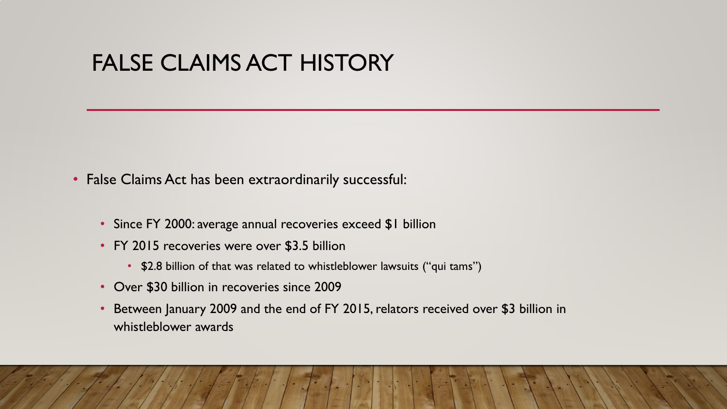# FALSE CLAIMS ACT HISTORY

- False Claims Act has been extraordinarily successful:
  - Since FY 2000: average annual recoveries exceed $1 billion
  - FY 2015 recoveries were over $3.5 billion
    - $2.8 billion of that was related to whistleblower lawsuits ("qui tams")
  - Over $30 billion in recoveries since 2009
  - Between January 2009 and the end of FY 2015, relators received over $3 billion in whistleblower awards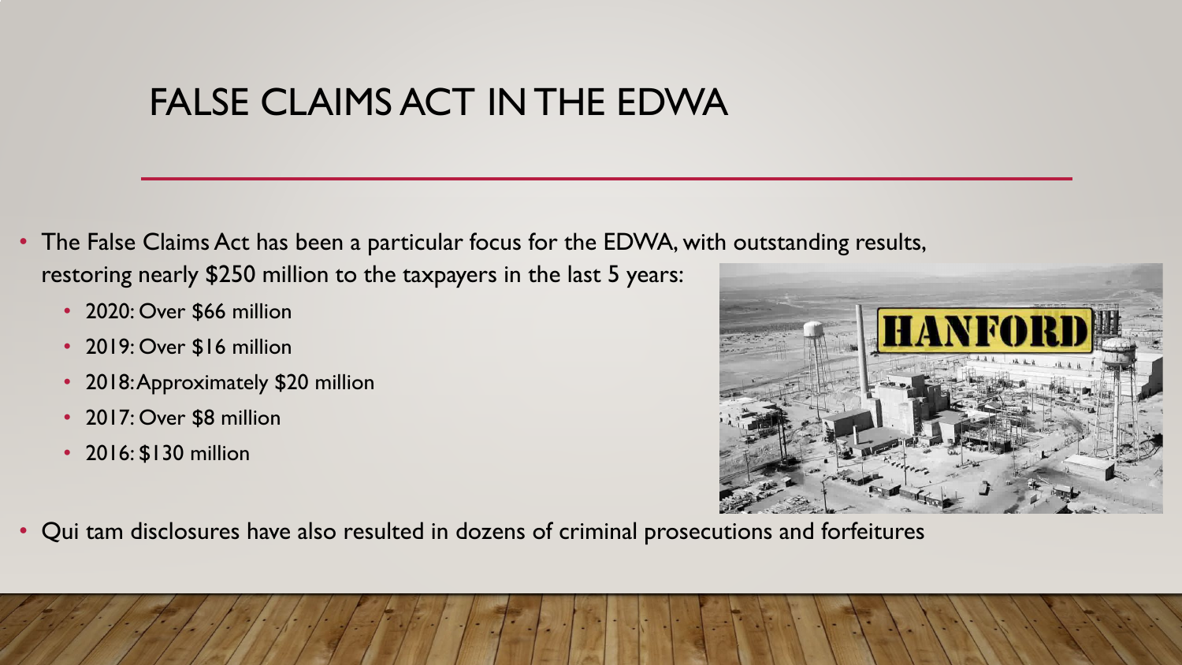# FALSE CLAIMS ACT IN THE EDWA

- The False Claims Act has been a particular focus for the EDWA, with outstanding results, restoring nearly $250 million to the taxpayers in the last 5 years:
  - 2020: Over $66 million
  - 2019: Over $16 million
  - 2018: Approximately $20 million
  - 2017: Over $8 million
  - 2016: $130 million
- Qui tam disclosures have also resulted in dozens of criminal prosecutions and forfeitures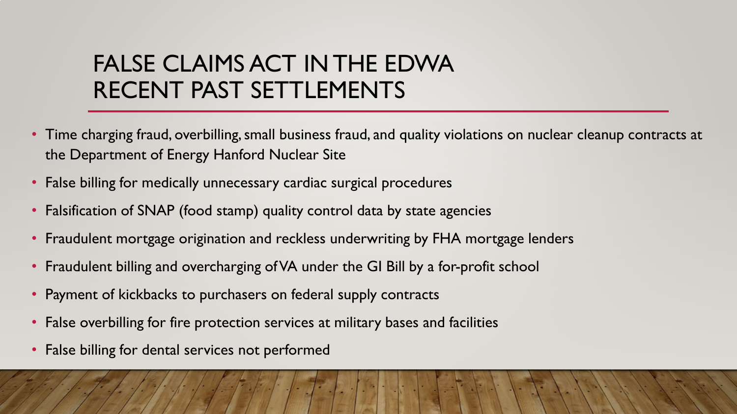# FALSE CLAIMS ACT IN THE EDWA RECENT PAST SETTLEMENTS

- Time charging fraud, overbilling, small business fraud, and quality violations on nuclear cleanup contracts at the Department of Energy Hanford Nuclear Site
- False billing for medically unnecessary cardiac surgical procedures
- Falsification of SNAP (food stamp) quality control data by state agencies
- Fraudulent mortgage origination and reckless underwriting by FHA mortgage lenders
- Fraudulent billing and overcharging of VA under the GI Bill by a for-profit school
- Payment of kickbacks to purchasers on federal supply contracts
- False overbilling for fire protection services at military bases and facilities
- False billing for dental services not performed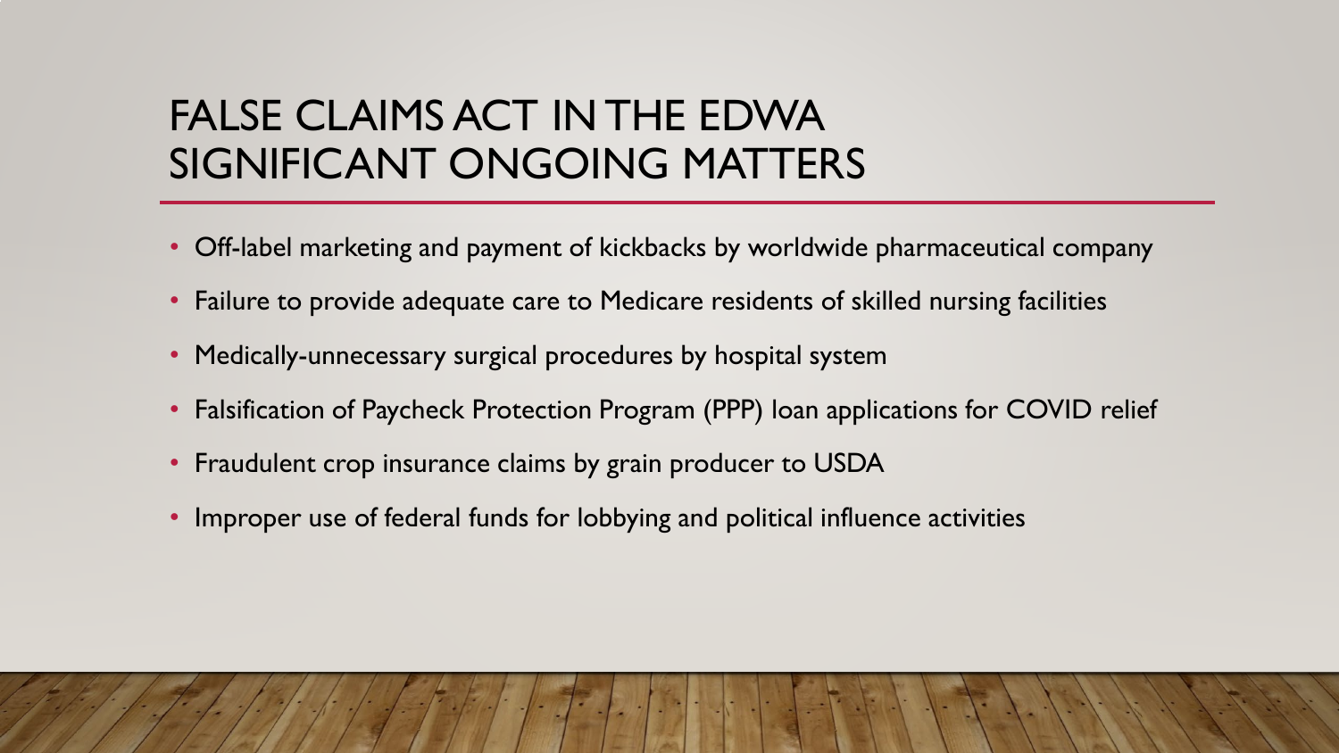# FALSE CLAIMS ACT IN THE EDWA SIGNIFICANT ONGOING MATTERS

- Off-label marketing and payment of kickbacks by worldwide pharmaceutical company
- Failure to provide adequate care to Medicare residents of skilled nursing facilities
- Medically-unnecessary surgical procedures by hospital system
- Falsification of Paycheck Protection Program (PPP) loan applications for COVID relief
- Fraudulent crop insurance claims by grain producer to USDA
- Improper use of federal funds for lobbying and political influence activities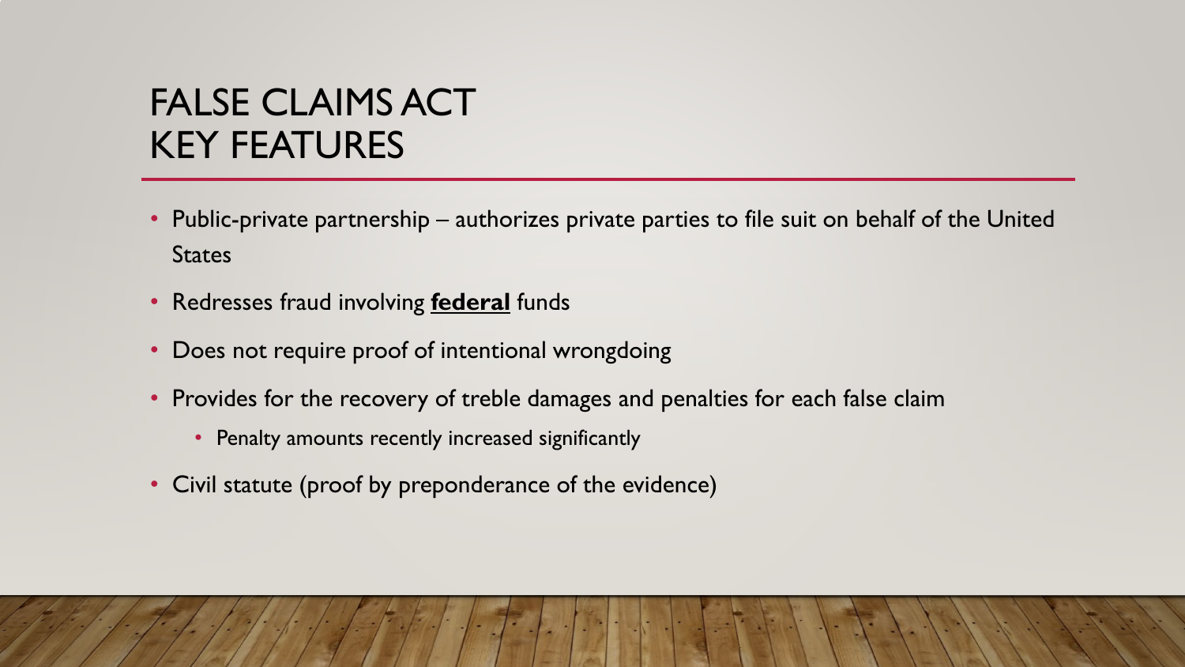# FALSE CLAIMS ACT KEY FEATURES

- Public-private partnership – authorizes private parties to file suit on behalf of the United States
- Redresses fraud involving **federal** funds
- Does not require proof of intentional wrongdoing
- Provides for the recovery of treble damages and penalties for each false claim
  - Penalty amounts recently increased significantly
- Civil statute (proof by preponderance of the evidence)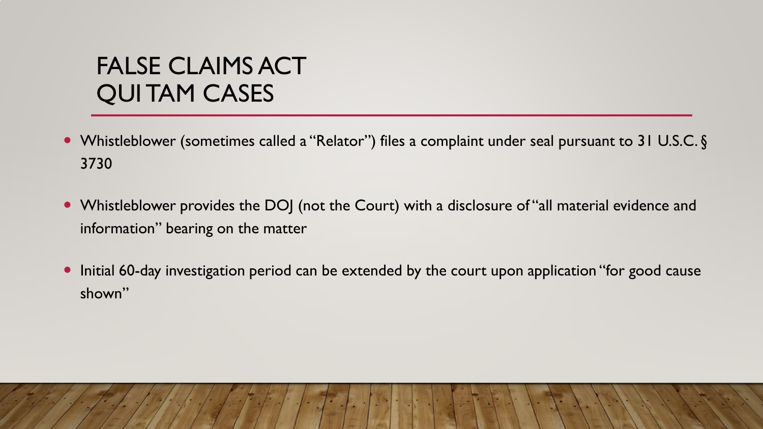# FALSE CLAIMS ACT QUI TAM CASES

- Whistleblower (sometimes called a "Relator") files a complaint under seal pursuant to 31 U.S.C. § 3730
- Whistleblower provides the DOJ (not the Court) with a disclosure of "all material evidence and information" bearing on the matter
- Initial 60-day investigation period can be extended by the court upon application "for good cause shown"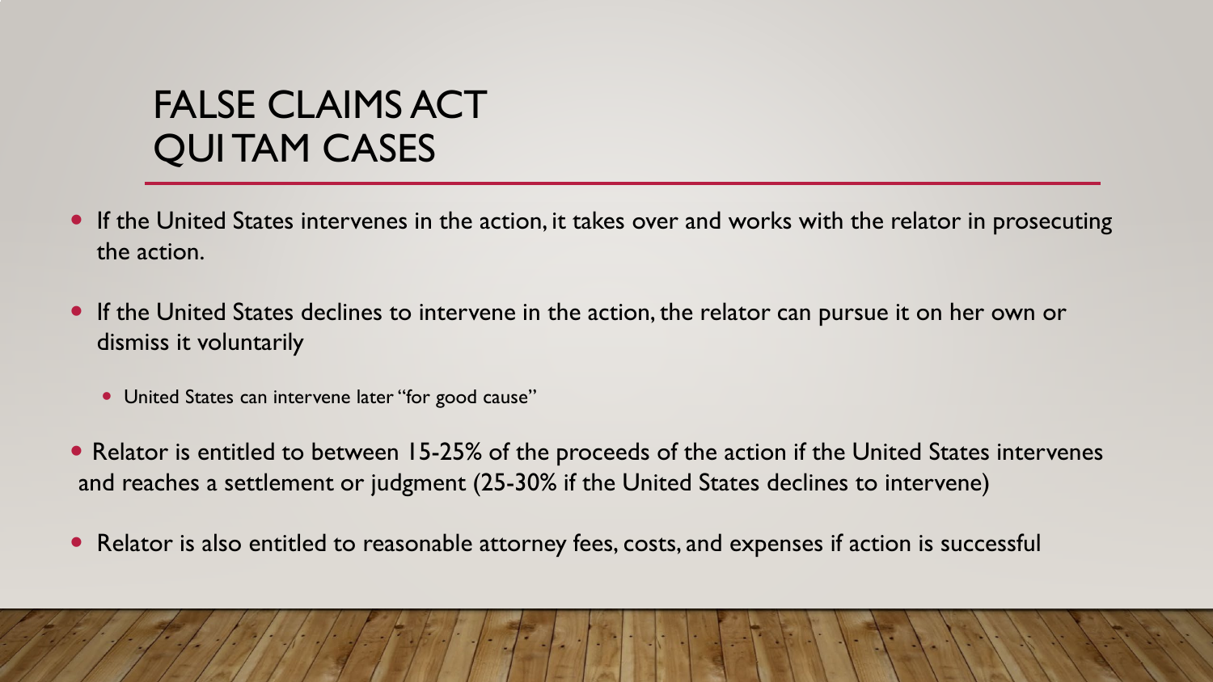# FALSE CLAIMS ACT QUI TAM CASES

- If the United States intervenes in the action, it takes over and works with the relator in prosecuting the action.
- If the United States declines to intervene in the action, the relator can pursue it on her own or dismiss it voluntarily
  - United States can intervene later "for good cause"
- Relator is entitled to between 15-25% of the proceeds of the action if the United States intervenes and reaches a settlement or judgment (25-30% if the United States declines to intervene)
- Relator is also entitled to reasonable attorney fees, costs, and expenses if action is successful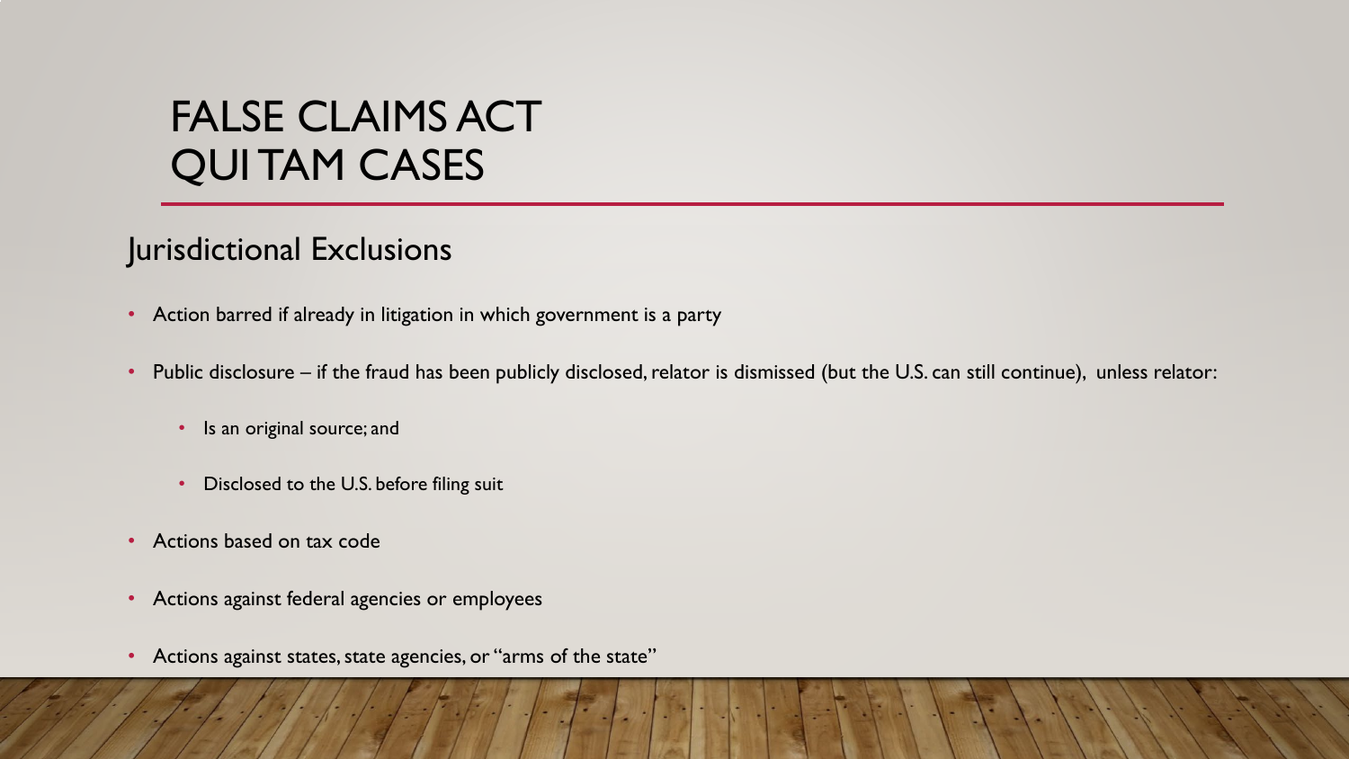# FALSE CLAIMS ACT QUI TAM CASES

## Jurisdictional Exclusions

- Action barred if already in litigation in which government is a party
- Public disclosure – if the fraud has been publicly disclosed, relator is dismissed (but the U.S. can still continue), unless relator:
  - Is an original source; and
  - Disclosed to the U.S. before filing suit
- Actions based on tax code
- Actions against federal agencies or employees
- Actions against states, state agencies, or "arms of the state"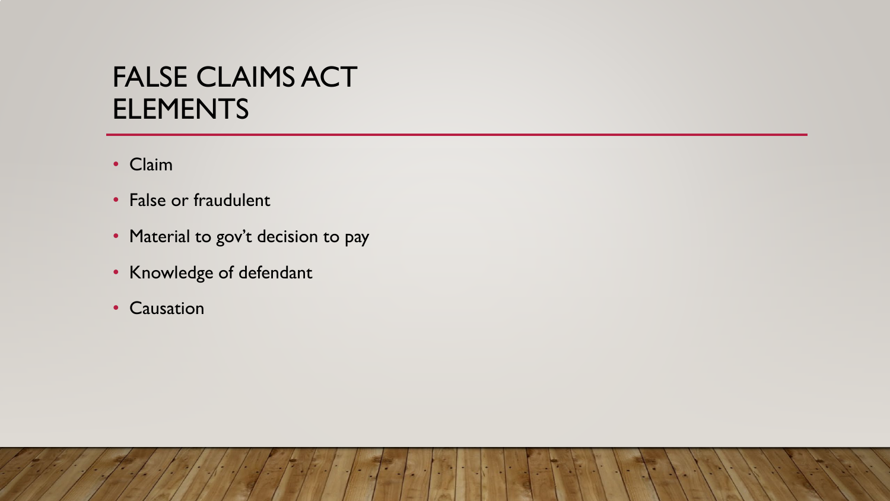# FALSE CLAIMS ACT ELEMENTS

- Claim
- False or fraudulent
- Material to gov't decision to pay
- Knowledge of defendant
- Causation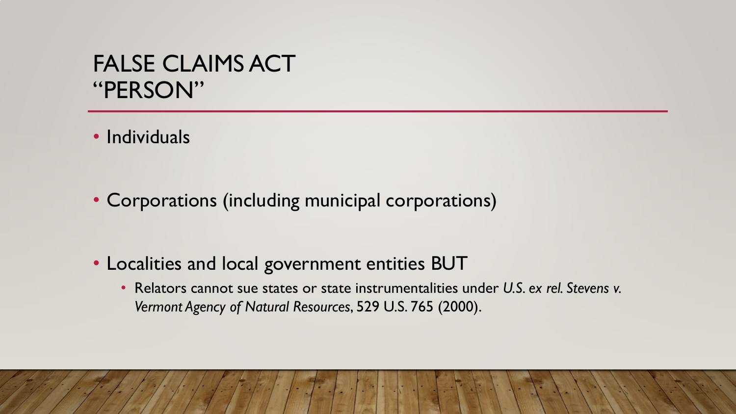# FALSE CLAIMS ACT "PERSON"

- Individuals
- Corporations (including municipal corporations)
- Localities and local government entities BUT
  - Relators cannot sue states or state instrumentalities under *U.S. ex rel. Stevens v. Vermont Agency of Natural Resources*, 529 U.S. 765 (2000).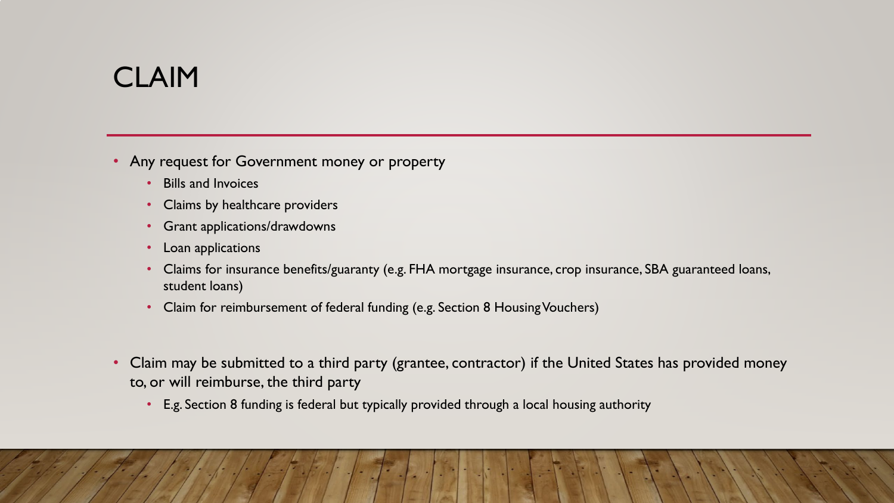# CLAIM

- Any request for Government money or property
  - Bills and Invoices
  - Claims by healthcare providers
  - Grant applications/drawdowns
  - Loan applications
  - Claims for insurance benefits/guaranty (e.g. FHA mortgage insurance, crop insurance, SBA guaranteed loans, student loans)
  - Claim for reimbursement of federal funding (e.g. Section 8 Housing Vouchers)

- Claim may be submitted to a third party (grantee, contractor) if the United States has provided money to, or will reimburse, the third party
  - E.g. Section 8 funding is federal but typically provided through a local housing authority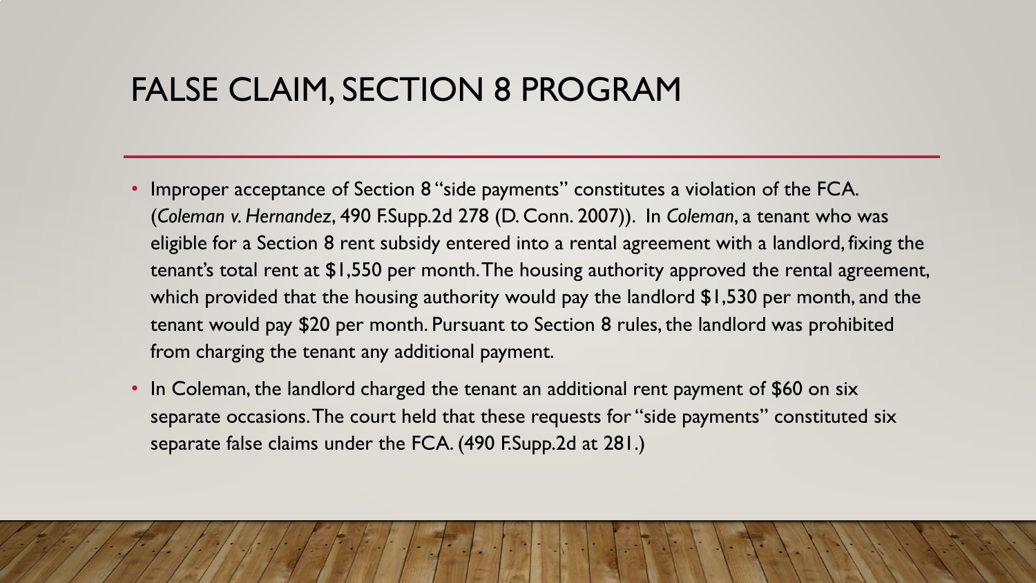# FALSE CLAIM, SECTION 8 PROGRAM

- Improper acceptance of Section 8 "side payments" constitutes a violation of the FCA. (*Coleman v. Hernandez*, 490 F.Supp.2d 278 (D. Conn. 2007)). In *Coleman*, a tenant who was eligible for a Section 8 rent subsidy entered into a rental agreement with a landlord, fixing the tenant's total rent at $1,550 per month. The housing authority approved the rental agreement, which provided that the housing authority would pay the landlord $1,530 per month, and the tenant would pay $20 per month. Pursuant to Section 8 rules, the landlord was prohibited from charging the tenant any additional payment.
- In Coleman, the landlord charged the tenant an additional rent payment of $60 on six separate occasions. The court held that these requests for "side payments" constituted six separate false claims under the FCA. (490 F.Supp.2d at 281.)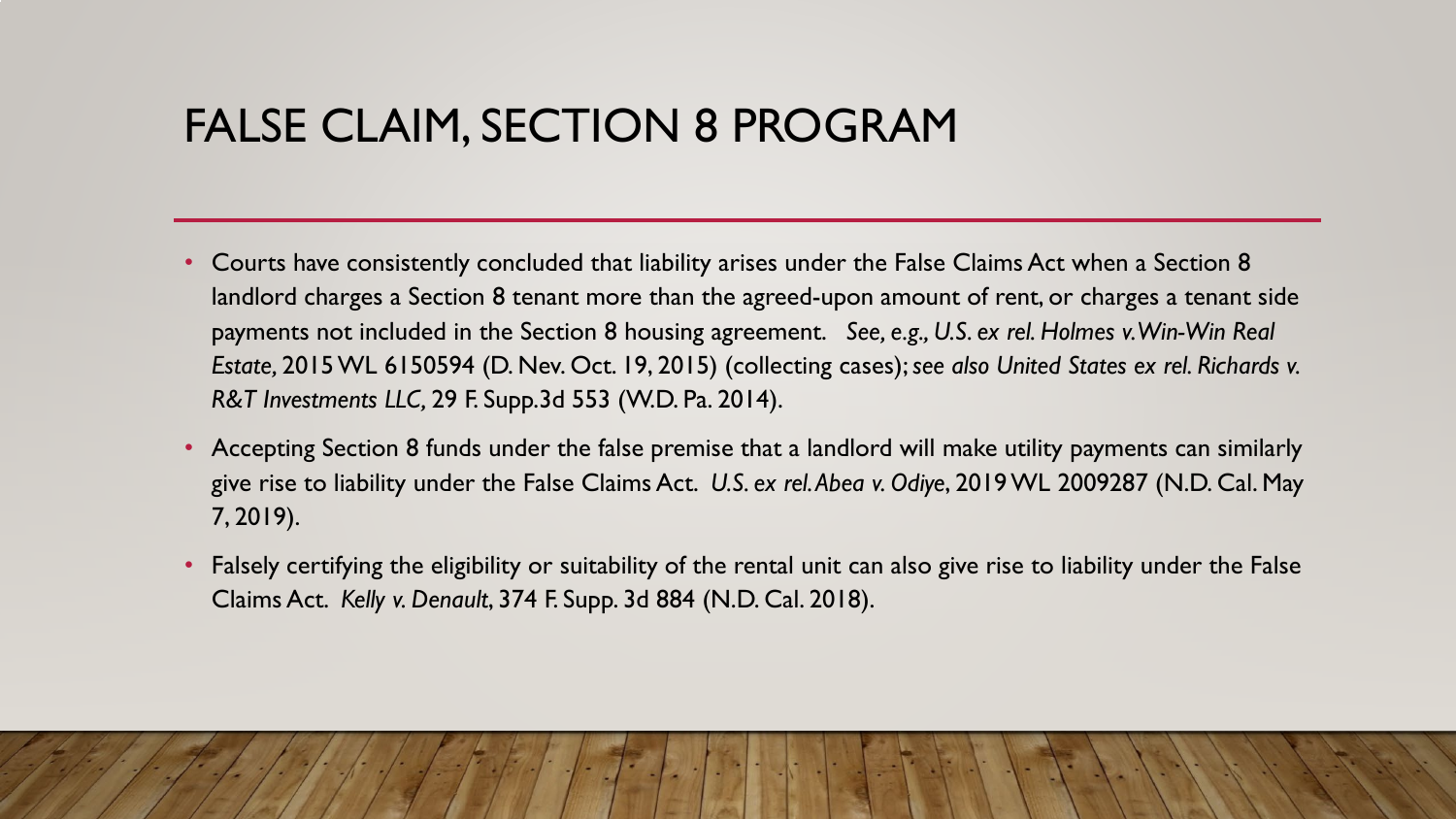# FALSE CLAIM, SECTION 8 PROGRAM

- Courts have consistently concluded that liability arises under the False Claims Act when a Section 8 landlord charges a Section 8 tenant more than the agreed-upon amount of rent, or charges a tenant side payments not included in the Section 8 housing agreement. *See, e.g., U.S. ex rel. Holmes v. Win-Win Real Estate*, 2015 WL 6150594 (D. Nev. Oct. 19, 2015) (collecting cases); *see also United States ex rel. Richards v. R&T Investments LLC,* 29 F. Supp.3d 553 (W.D. Pa. 2014).
- Accepting Section 8 funds under the false premise that a landlord will make utility payments can similarly give rise to liability under the False Claims Act. *U.S. ex rel. Abea v. Odiye*, 2019 WL 2009287 (N.D. Cal. May 7, 2019).
- Falsely certifying the eligibility or suitability of the rental unit can also give rise to liability under the False Claims Act. *Kelly v. Denault*, 374 F. Supp. 3d 884 (N.D. Cal. 2018).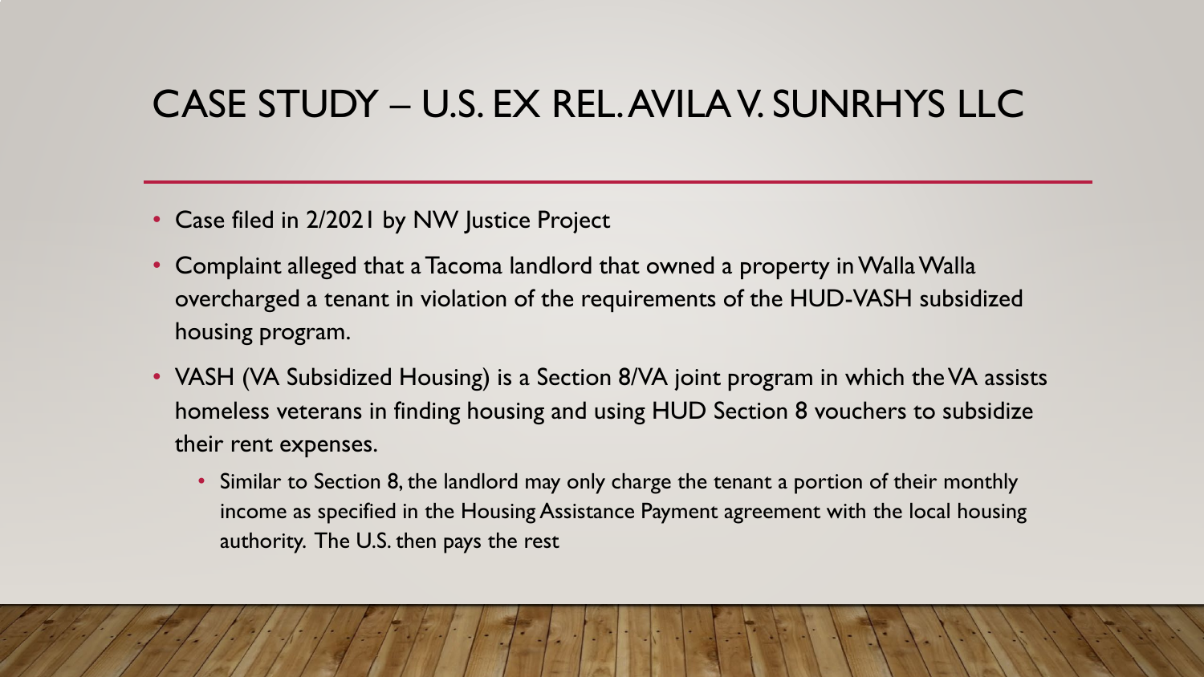# CASE STUDY – U.S. EX REL. AVILA V. SUNRHYS LLC

- Case filed in 2/2021 by NW Justice Project
- Complaint alleged that a Tacoma landlord that owned a property in Walla Walla overcharged a tenant in violation of the requirements of the HUD-VASH subsidized housing program.
- VASH (VA Subsidized Housing) is a Section 8/VA joint program in which the VA assists homeless veterans in finding housing and using HUD Section 8 vouchers to subsidize their rent expenses.
  - Similar to Section 8, the landlord may only charge the tenant a portion of their monthly income as specified in the Housing Assistance Payment agreement with the local housing authority. The U.S. then pays the rest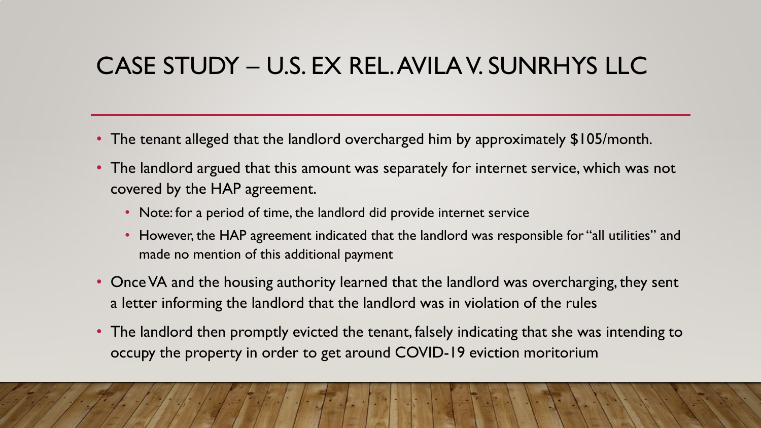# CASE STUDY – U.S. EX REL. AVILA V. SUNRHYS LLC

- The tenant alleged that the landlord overcharged him by approximately $105/month.
- The landlord argued that this amount was separately for internet service, which was not covered by the HAP agreement.
  - Note: for a period of time, the landlord did provide internet service
  - However, the HAP agreement indicated that the landlord was responsible for "all utilities" and made no mention of this additional payment
- Once VA and the housing authority learned that the landlord was overcharging, they sent a letter informing the landlord that the landlord was in violation of the rules
- The landlord then promptly evicted the tenant, falsely indicating that she was intending to occupy the property in order to get around COVID-19 eviction moritorium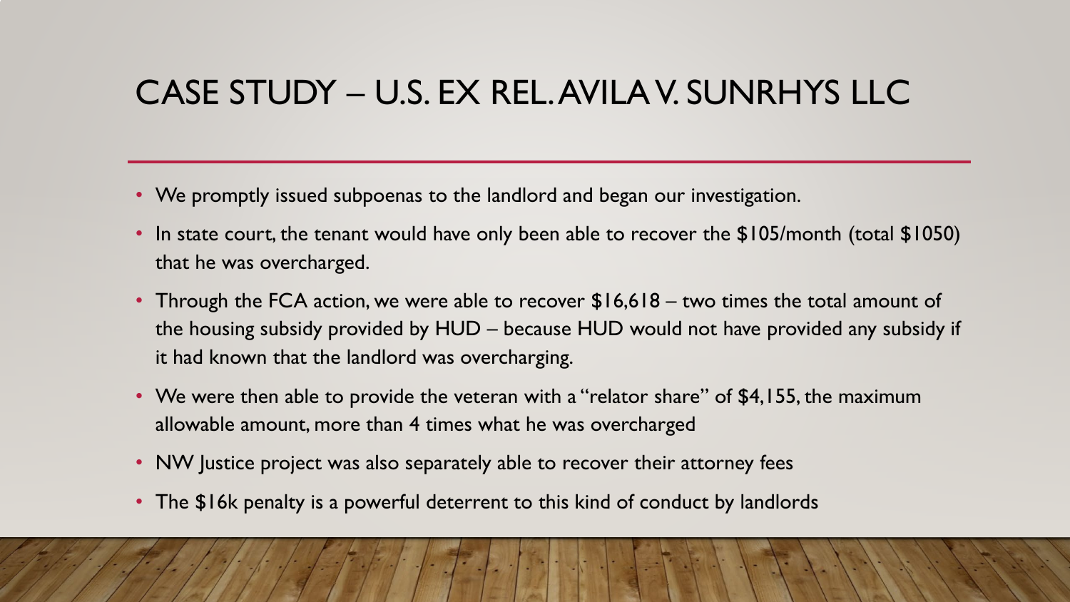# CASE STUDY – U.S. EX REL. AVILA V. SUNRHYS LLC

- We promptly issued subpoenas to the landlord and began our investigation.
- In state court, the tenant would have only been able to recover the $105/month (total $1050) that he was overcharged.
- Through the FCA action, we were able to recover $16,618 – two times the total amount of the housing subsidy provided by HUD – because HUD would not have provided any subsidy if it had known that the landlord was overcharging.
- We were then able to provide the veteran with a "relator share" of $4,155, the maximum allowable amount, more than 4 times what he was overcharged
- NW Justice project was also separately able to recover their attorney fees
- The $16k penalty is a powerful deterrent to this kind of conduct by landlords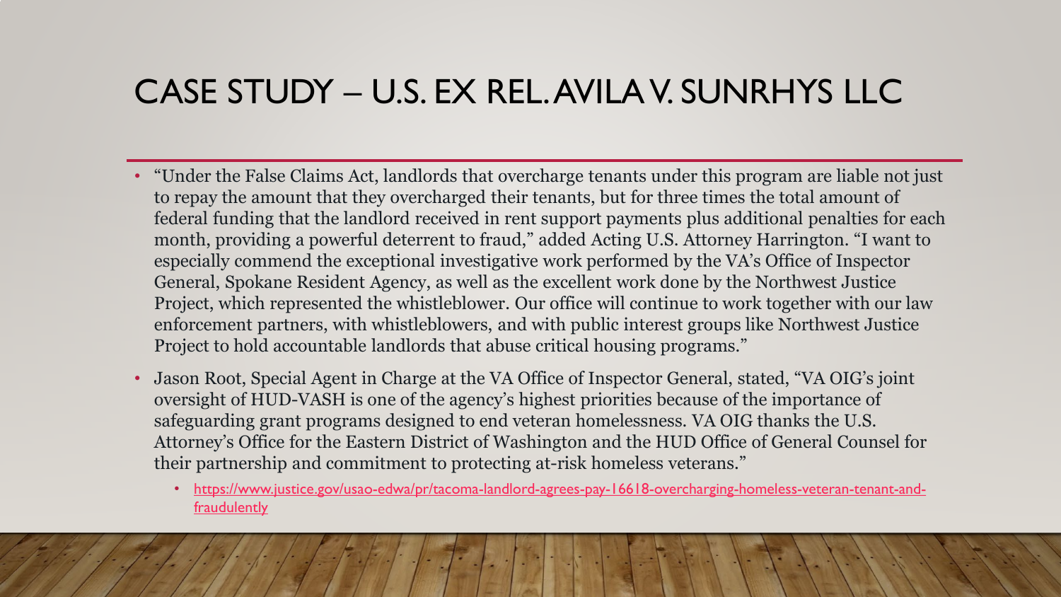# CASE STUDY – U.S. EX REL. AVILA V. SUNRHYS LLC

- "Under the False Claims Act, landlords that overcharge tenants under this program are liable not just to repay the amount that they overcharged their tenants, but for three times the total amount of federal funding that the landlord received in rent support payments plus additional penalties for each month, providing a powerful deterrent to fraud," added Acting U.S. Attorney Harrington. "I want to especially commend the exceptional investigative work performed by the VA's Office of Inspector General, Spokane Resident Agency, as well as the excellent work done by the Northwest Justice Project, which represented the whistleblower. Our office will continue to work together with our law enforcement partners, with whistleblowers, and with public interest groups like Northwest Justice Project to hold accountable landlords that abuse critical housing programs."
- Jason Root, Special Agent in Charge at the VA Office of Inspector General, stated, "VA OIG's joint oversight of HUD-VASH is one of the agency's highest priorities because of the importance of safeguarding grant programs designed to end veteran homelessness. VA OIG thanks the U.S. Attorney's Office for the Eastern District of Washington and the HUD Office of General Counsel for their partnership and commitment to protecting at-risk homeless veterans."
  - https://www.justice.gov/usao-edwa/pr/tacoma-landlord-agrees-pay-16618-overcharging-homeless-veteran-tenant-and-fraudulently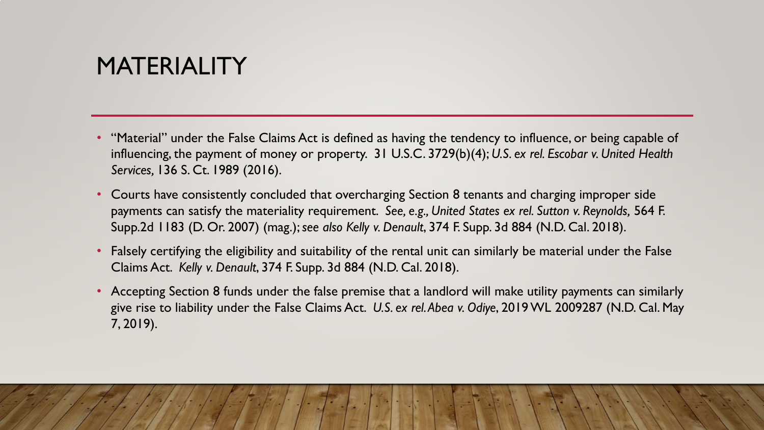# MATERIALITY

- "Material" under the False Claims Act is defined as having the tendency to influence, or being capable of influencing, the payment of money or property. 31 U.S.C. 3729(b)(4); *U.S. ex rel. Escobar v. United Health Services,* 136 S. Ct. 1989 (2016).
- Courts have consistently concluded that overcharging Section 8 tenants and charging improper side payments can satisfy the materiality requirement. *See, e.g., United States ex rel. Sutton v. Reynolds,* 564 F. Supp.2d 1183 (D. Or. 2007) (mag.); *see also Kelly v. Denault*, 374 F. Supp. 3d 884 (N.D. Cal. 2018).
- Falsely certifying the eligibility and suitability of the rental unit can similarly be material under the False Claims Act. *Kelly v. Denault*, 374 F. Supp. 3d 884 (N.D. Cal. 2018).
- Accepting Section 8 funds under the false premise that a landlord will make utility payments can similarly give rise to liability under the False Claims Act. *U.S. ex rel. Abea v. Odiye*, 2019 WL 2009287 (N.D. Cal. May 7, 2019).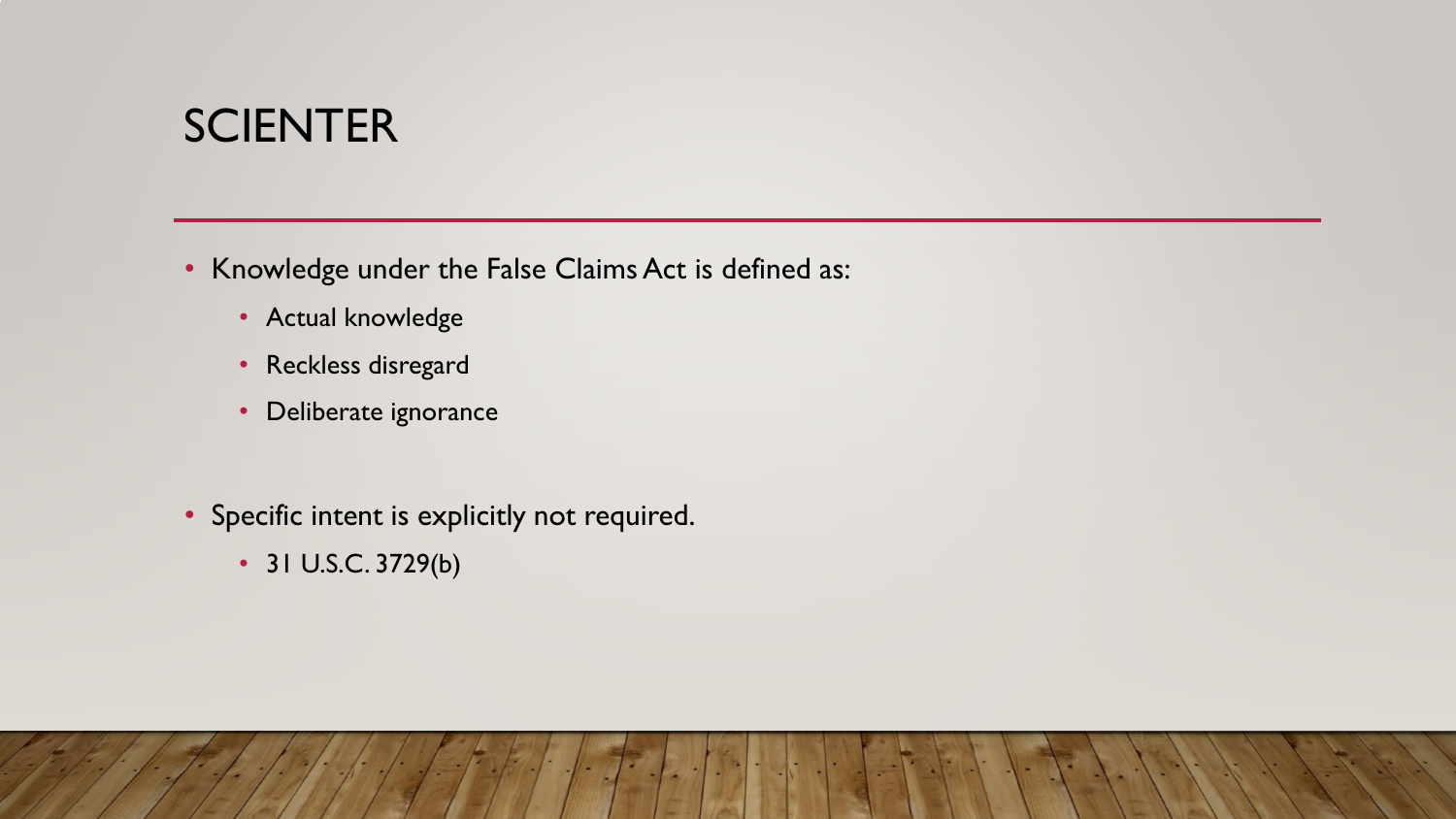# SCIENTER

- Knowledge under the False Claims Act is defined as:
  - Actual knowledge
  - Reckless disregard
  - Deliberate ignorance
- Specific intent is explicitly not required.
  - 31 U.S.C. 3729(b)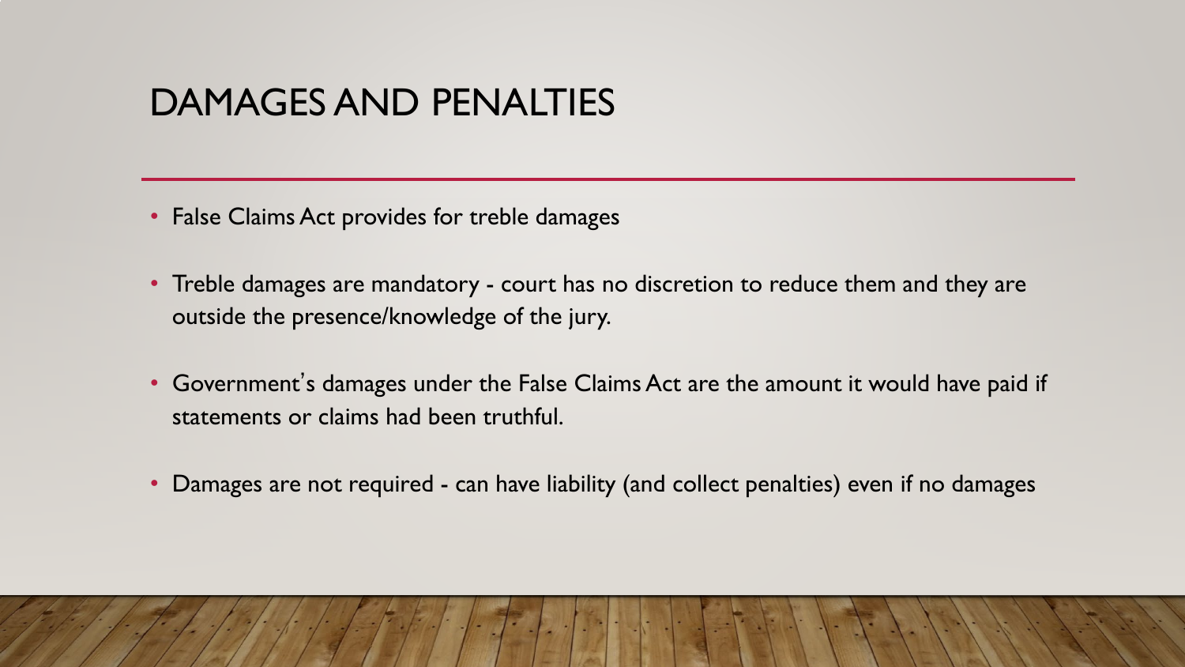# DAMAGES AND PENALTIES

- False Claims Act provides for treble damages
- Treble damages are mandatory - court has no discretion to reduce them and they are outside the presence/knowledge of the jury.
- Government's damages under the False Claims Act are the amount it would have paid if statements or claims had been truthful.
- Damages are not required - can have liability (and collect penalties) even if no damages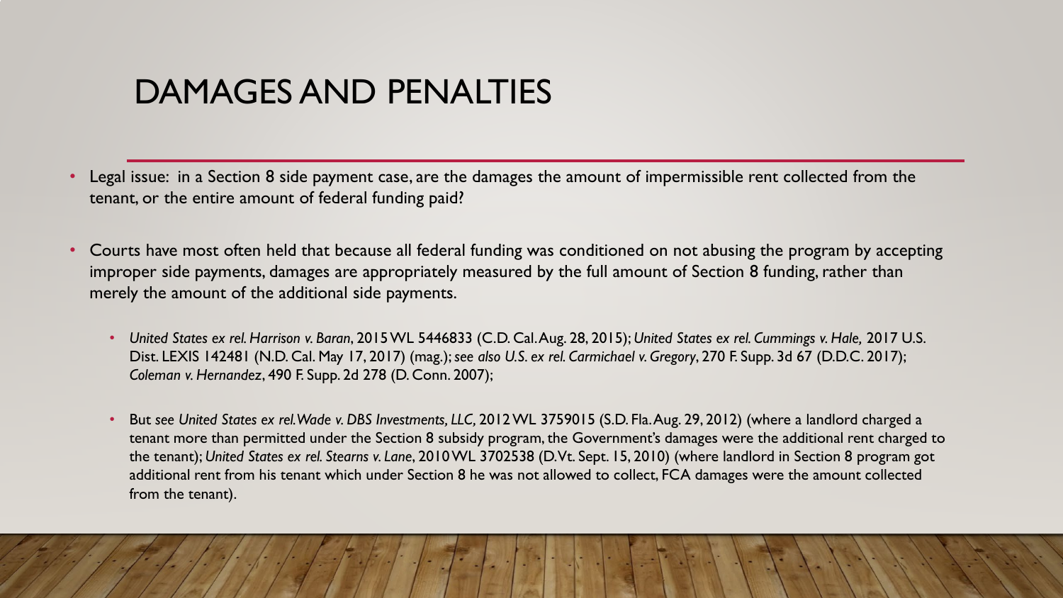# DAMAGES AND PENALTIES

- Legal issue: in a Section 8 side payment case, are the damages the amount of impermissible rent collected from the tenant, or the entire amount of federal funding paid?

- Courts have most often held that because all federal funding was conditioned on not abusing the program by accepting improper side payments, damages are appropriately measured by the full amount of Section 8 funding, rather than merely the amount of the additional side payments.

  - *United States ex rel. Harrison v. Baran*, 2015 WL 5446833 (C.D. Cal. Aug. 28, 2015); *United States ex rel. Cummings v. Hale,* 2017 U.S. Dist. LEXIS 142481 (N.D. Cal. May 17, 2017) (mag.); *see also U.S. ex rel. Carmichael v. Gregory*, 270 F. Supp. 3d 67 (D.D.C. 2017); *Coleman v. Hernandez*, 490 F. Supp. 2d 278 (D. Conn. 2007);

  - But *see United States ex rel. Wade v. DBS Investments, LLC,* 2012 WL 3759015 (S.D. Fla. Aug. 29, 2012) (where a landlord charged a tenant more than permitted under the Section 8 subsidy program, the Government's damages were the additional rent charged to the tenant); *United States ex rel. Stearns v. Lane*, 2010 WL 3702538 (D. Vt. Sept. 15, 2010) (where landlord in Section 8 program got additional rent from his tenant which under Section 8 he was not allowed to collect, FCA damages were the amount collected from the tenant).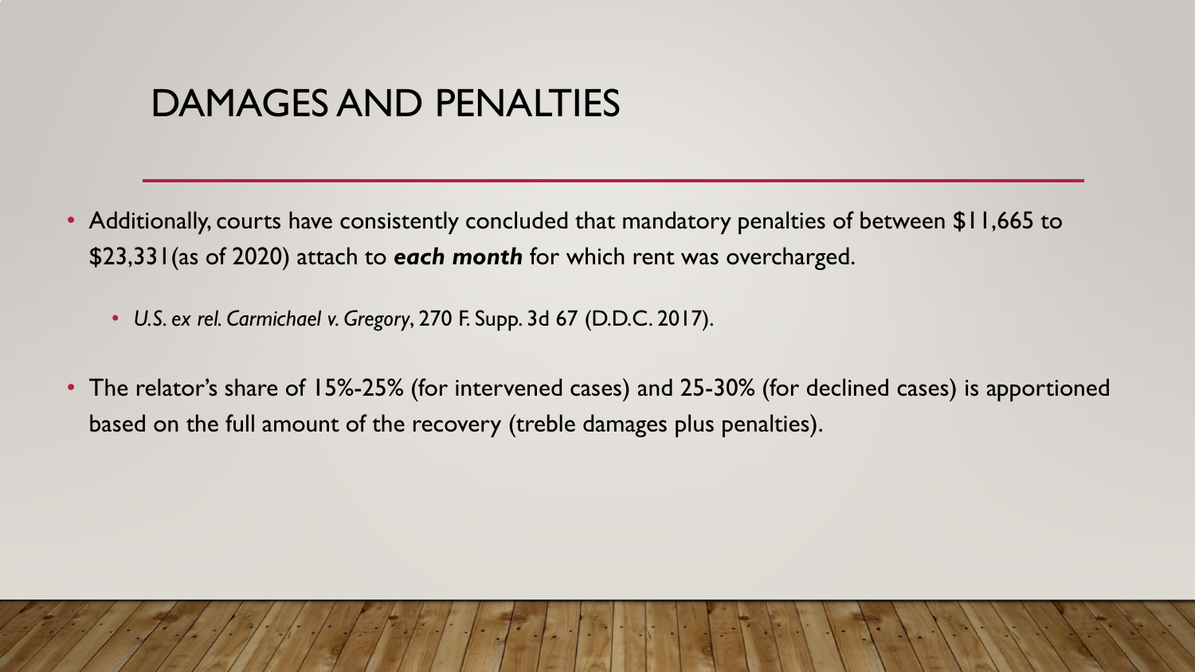# DAMAGES AND PENALTIES

- Additionally, courts have consistently concluded that mandatory penalties of between $11,665 to $23,331(as of 2020) attach to ***each month*** for which rent was overcharged.
  - *U.S. ex rel. Carmichael v. Gregory*, 270 F. Supp. 3d 67 (D.D.C. 2017).
- The relator's share of 15%-25% (for intervened cases) and 25-30% (for declined cases) is apportioned based on the full amount of the recovery (treble damages plus penalties).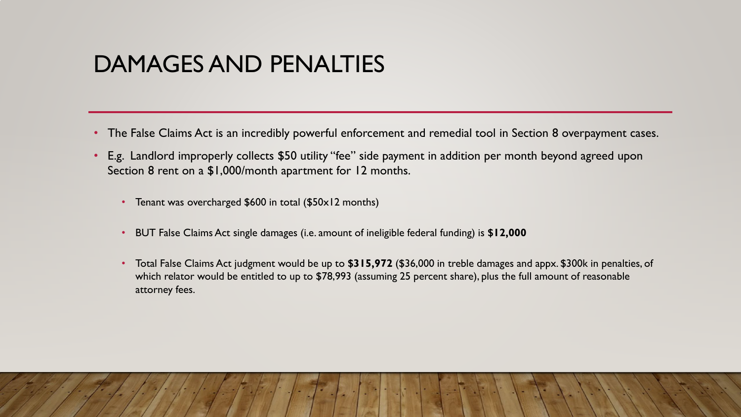# DAMAGES AND PENALTIES

- The False Claims Act is an incredibly powerful enforcement and remedial tool in Section 8 overpayment cases.
- E.g. Landlord improperly collects $50 utility "fee" side payment in addition per month beyond agreed upon Section 8 rent on a $1,000/month apartment for 12 months.
  - Tenant was overcharged $600 in total ($50x12 months)
  - BUT False Claims Act single damages (i.e. amount of ineligible federal funding) is **$12,000**
  - Total False Claims Act judgment would be up to **$315,972** ($36,000 in treble damages and appx. $300k in penalties, of which relator would be entitled to up to $78,993 (assuming 25 percent share), plus the full amount of reasonable attorney fees.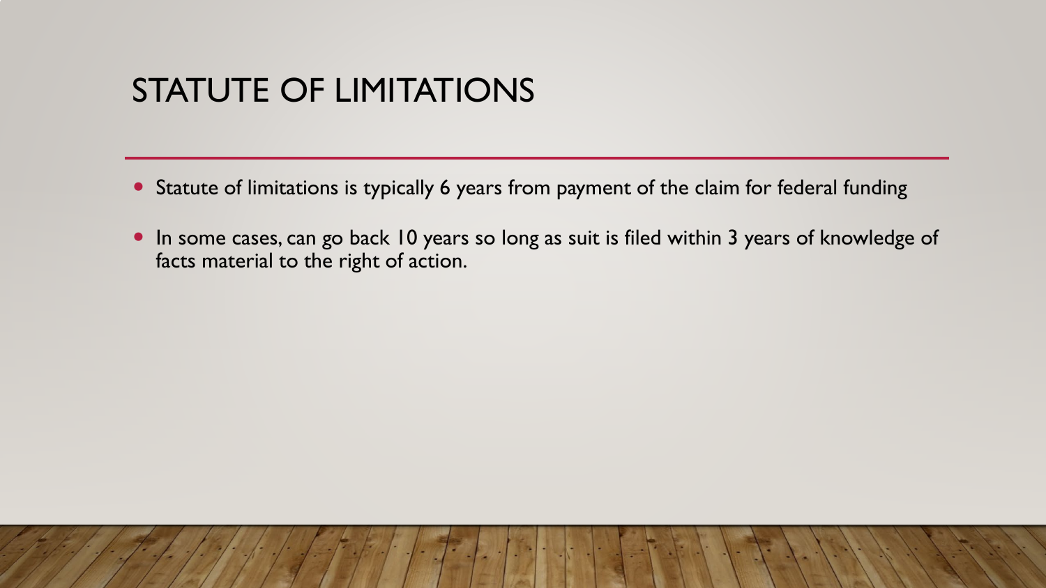# STATUTE OF LIMITATIONS

- Statute of limitations is typically 6 years from payment of the claim for federal funding
- In some cases, can go back 10 years so long as suit is filed within 3 years of knowledge of facts material to the right of action.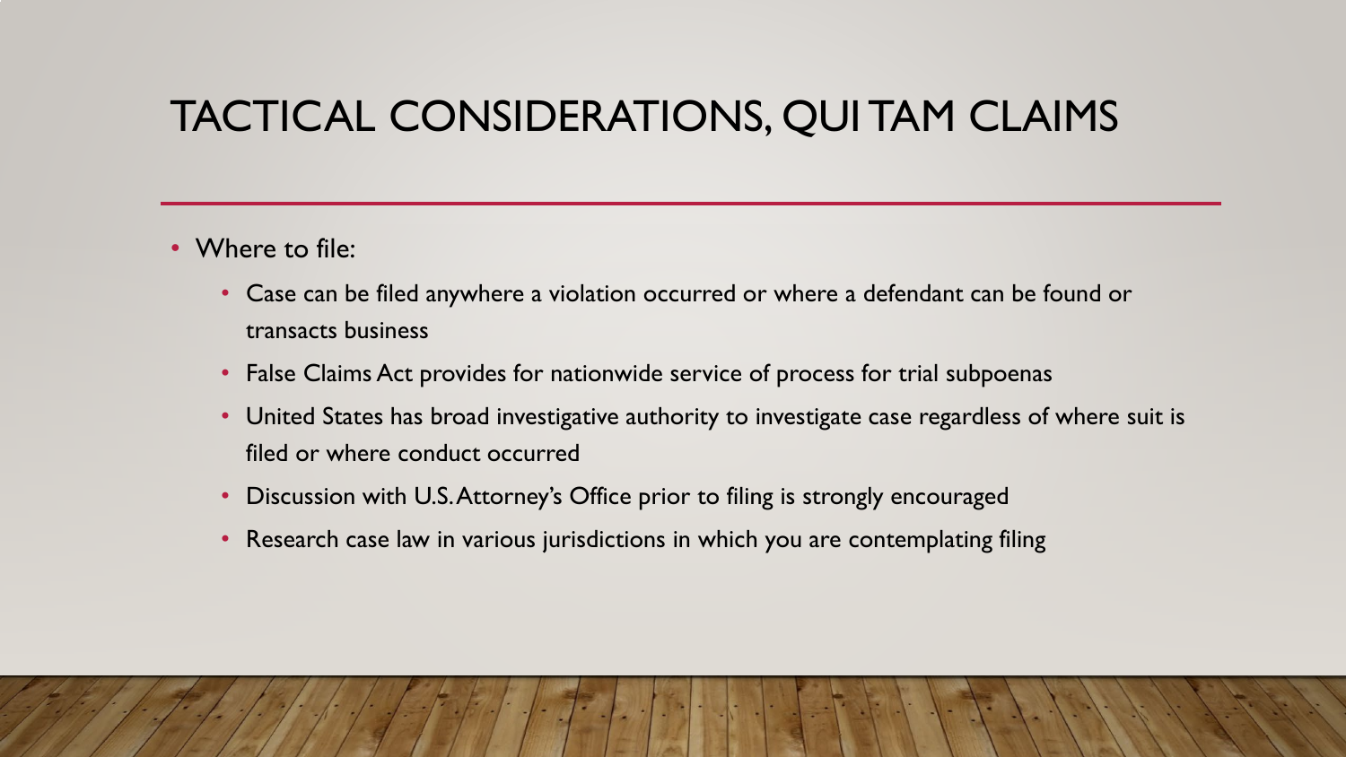# TACTICAL CONSIDERATIONS, QUI TAM CLAIMS

- Where to file:
  - Case can be filed anywhere a violation occurred or where a defendant can be found or transacts business
  - False Claims Act provides for nationwide service of process for trial subpoenas
  - United States has broad investigative authority to investigate case regardless of where suit is filed or where conduct occurred
  - Discussion with U.S. Attorney's Office prior to filing is strongly encouraged
  - Research case law in various jurisdictions in which you are contemplating filing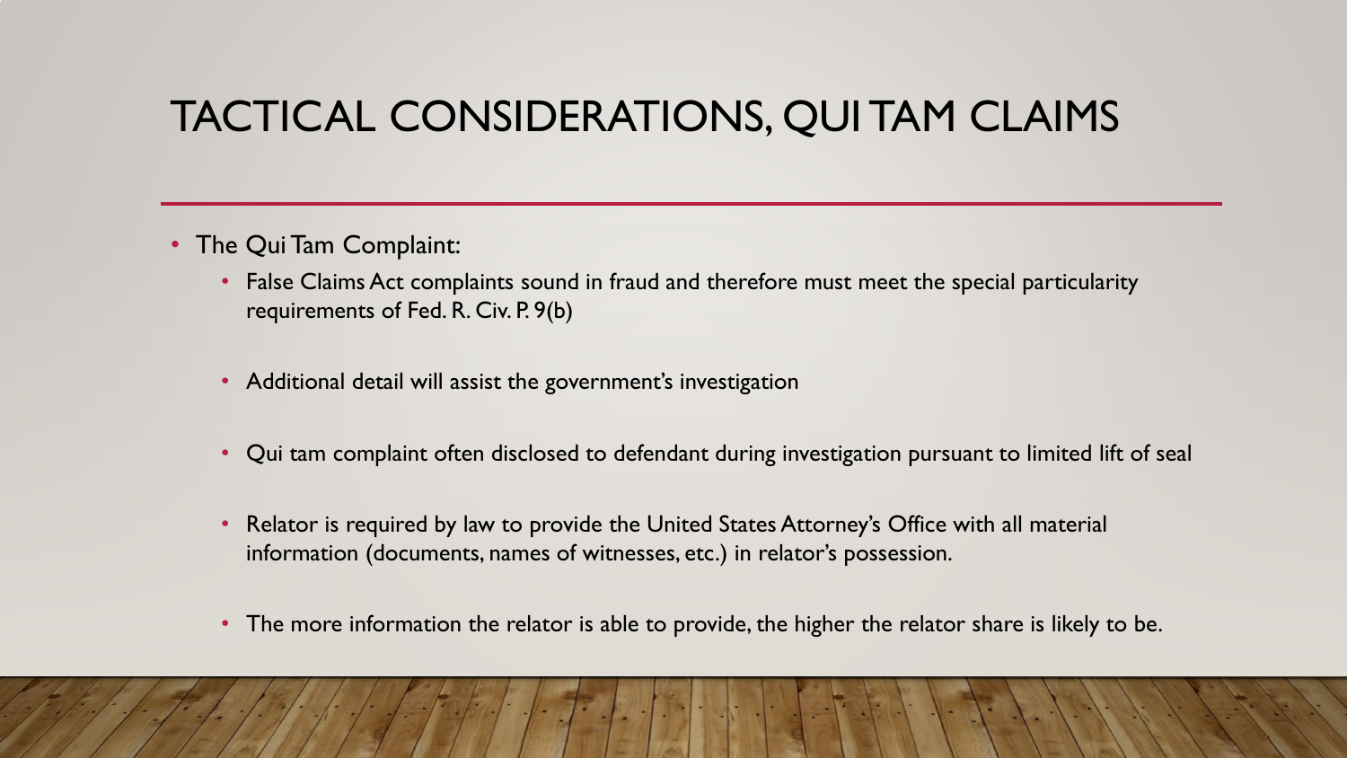# TACTICAL CONSIDERATIONS, QUI TAM CLAIMS

- The Qui Tam Complaint:
  - False Claims Act complaints sound in fraud and therefore must meet the special particularity requirements of Fed. R. Civ. P. 9(b)
  - Additional detail will assist the government's investigation
  - Qui tam complaint often disclosed to defendant during investigation pursuant to limited lift of seal
  - Relator is required by law to provide the United States Attorney's Office with all material information (documents, names of witnesses, etc.) in relator's possession.
  - The more information the relator is able to provide, the higher the relator share is likely to be.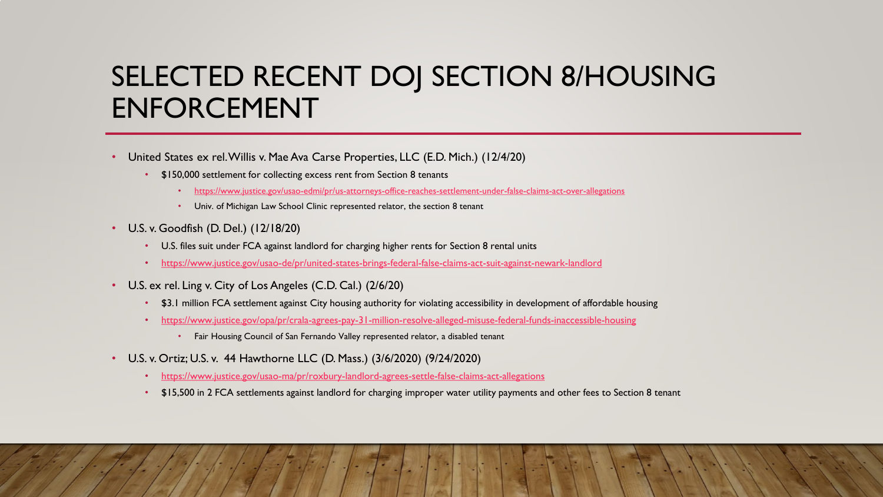# SELECTED RECENT DOJ SECTION 8/HOUSING ENFORCEMENT

- United States ex rel. Willis v. Mae Ava Carse Properties, LLC (E.D. Mich.) (12/4/20)
  - $150,000 settlement for collecting excess rent from Section 8 tenants
    - https://www.justice.gov/usao-edmi/pr/us-attorneys-office-reaches-settlement-under-false-claims-act-over-allegations
    - Univ. of Michigan Law School Clinic represented relator, the section 8 tenant
- U.S. v. Goodfish (D. Del.) (12/18/20)
  - U.S. files suit under FCA against landlord for charging higher rents for Section 8 rental units
  - https://www.justice.gov/usao-de/pr/united-states-brings-federal-false-claims-act-suit-against-newark-landlord
- U.S. ex rel. Ling v. City of Los Angeles (C.D. Cal.) (2/6/20)
  - $3.1 million FCA settlement against City housing authority for violating accessibility in development of affordable housing
  - https://www.justice.gov/opa/pr/crala-agrees-pay-31-million-resolve-alleged-misuse-federal-funds-inaccessible-housing
    - Fair Housing Council of San Fernando Valley represented relator, a disabled tenant
- U.S. v. Ortiz; U.S. v. 44 Hawthorne LLC (D. Mass.) (3/6/2020) (9/24/2020)
  - https://www.justice.gov/usao-ma/pr/roxbury-landlord-agrees-settle-false-claims-act-allegations
  - $15,500 in 2 FCA settlements against landlord for charging improper water utility payments and other fees to Section 8 tenant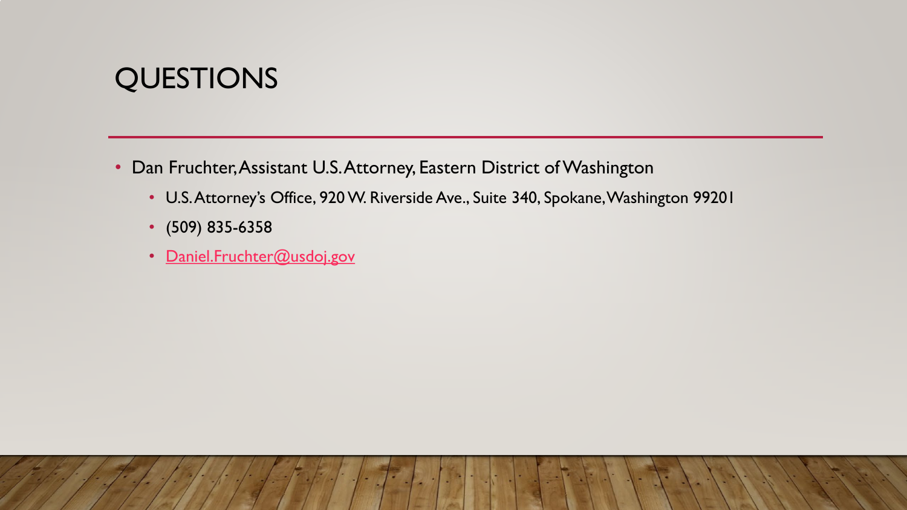# QUESTIONS

- Dan Fruchter, Assistant U.S. Attorney, Eastern District of Washington
  - U.S. Attorney's Office, 920 W. Riverside Ave., Suite 340, Spokane, Washington 99201
  - (509) 835-6358
  - Daniel.Fruchter@usdoj.gov